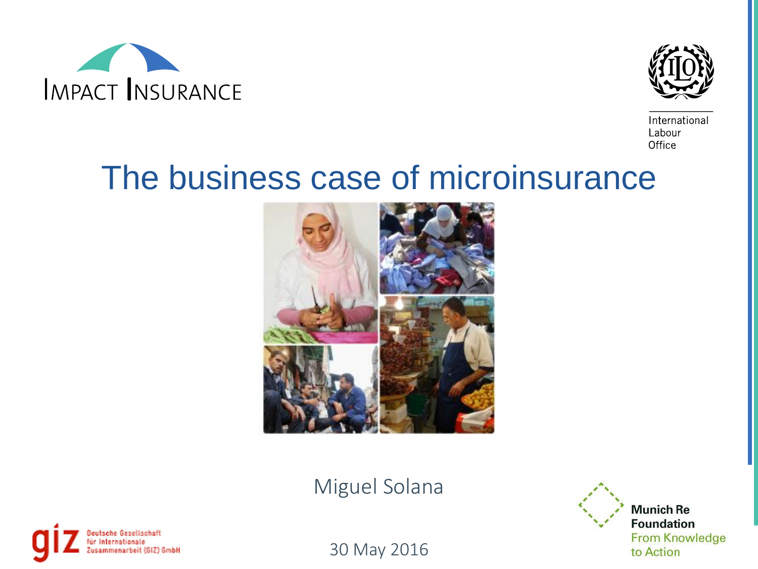IMPACT INSURANCE

International Labour Office

# The business case of microinsurance

Miguel Solana

30 May 2016

Deutsche Gesellschaft für Internationale Zusammenarbeit (GIZ) GmbH

Munich Re Foundation
From Knowledge to Action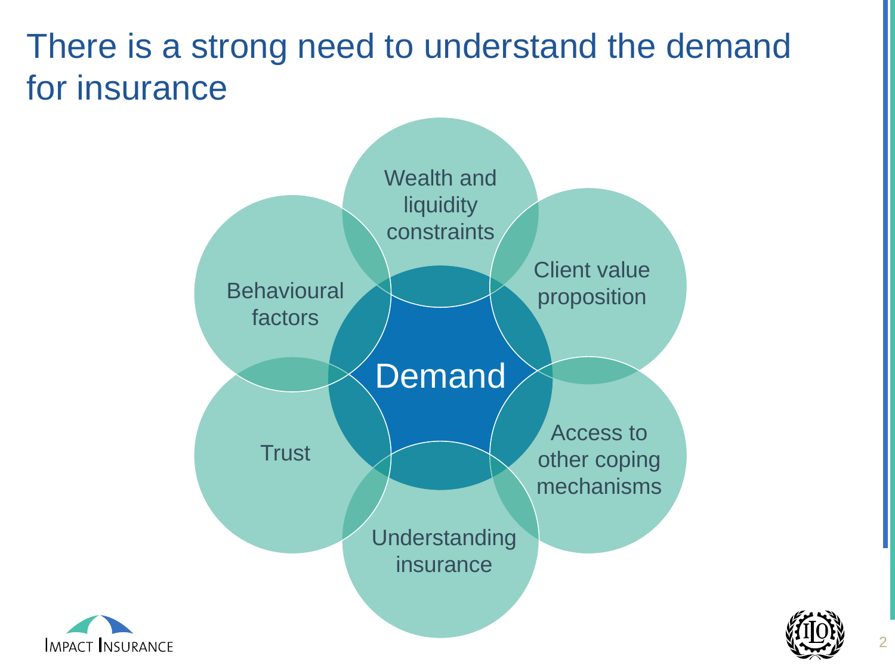# There is a strong need to understand the demand for insurance

- Demand
- Wealth and liquidity constraints
- Client value proposition
- Access to other coping mechanisms
- Understanding insurance
- Trust
- Behavioural factors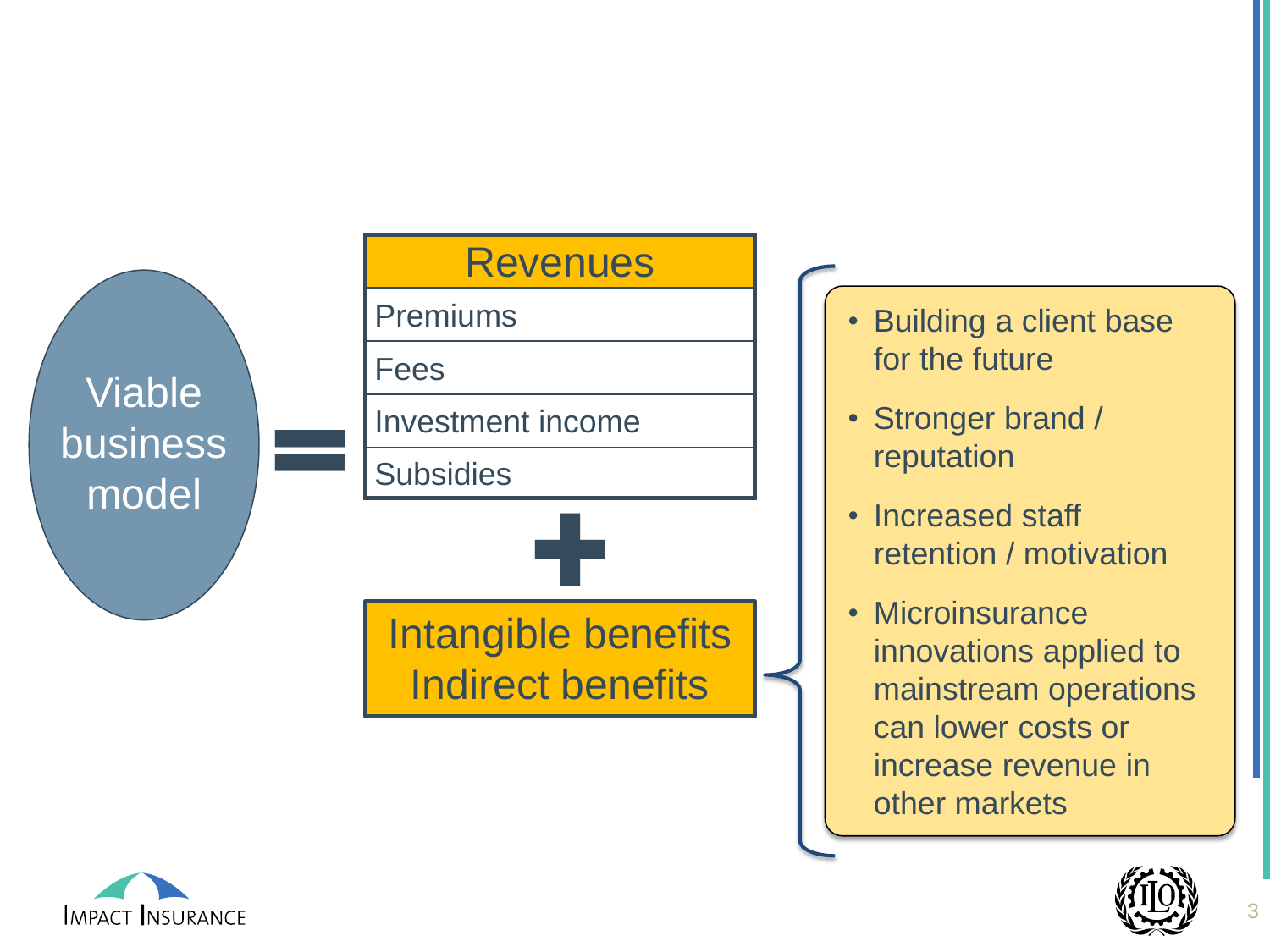Viable business model

=

| Revenues |
| --- |
| Premiums |
| Fees |
| Investment income |
| Subsidies |

+

**Intangible benefits**
**Indirect benefits**

- Building a client base for the future
- Stronger brand / reputation
- Increased staff retention / motivation
- Microinsurance innovations applied to mainstream operations can lower costs or increase revenue in other markets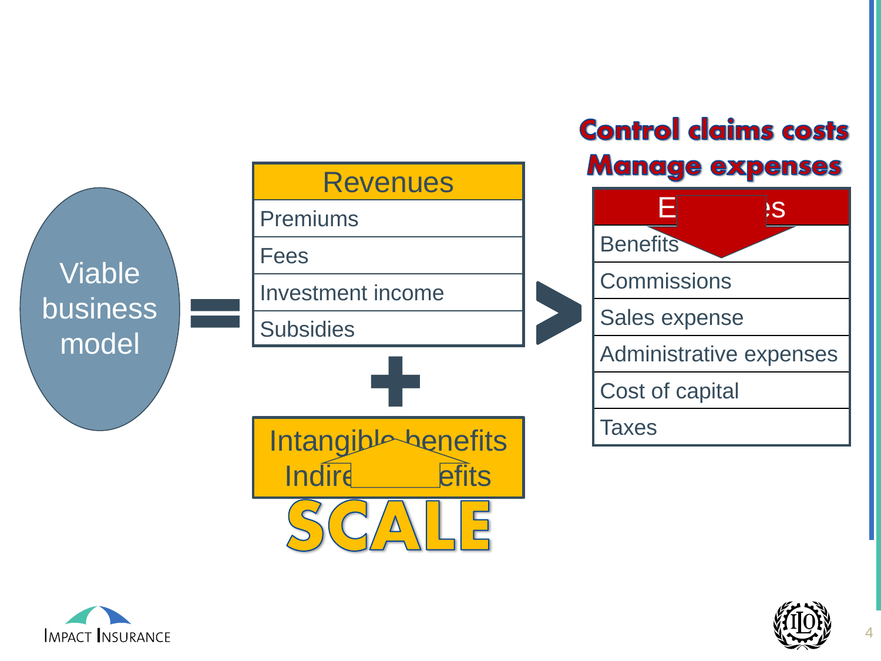Viable business model = 

| Revenues |
| --- |
| Premiums |
| Fees |
| Investment income |
| Subsidies |

+

Intangible benefits
Indirect benefits

**SCALE**

>

**Control claims costs**
**Manage expenses**

| Expenses |
| --- |
| Benefits |
| Commissions |
| Sales expense |
| Administrative expenses |
| Cost of capital |
| Taxes |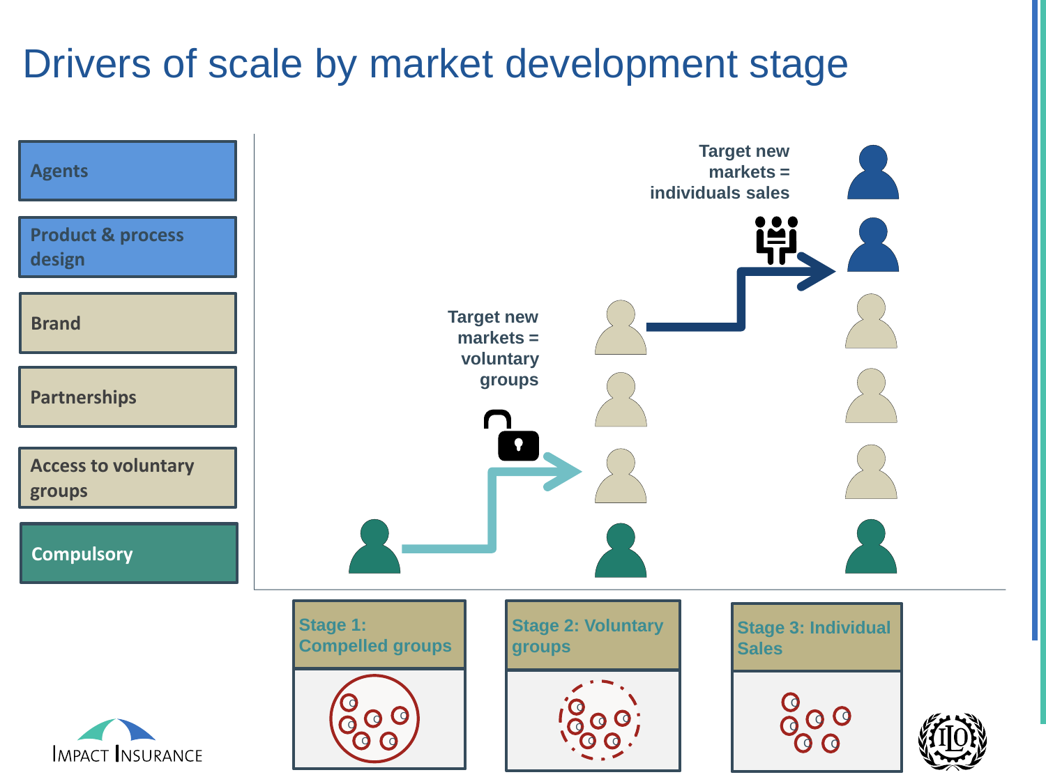# Drivers of scale by market development stage

- Agents
- Product & process design
- Brand
- Partnerships
- Access to voluntary groups
- Compulsory

Target new markets = voluntary groups

Target new markets = individuals sales

Stage 1: Compelled groups

Stage 2: Voluntary groups

Stage 3: Individual Sales

IMPACT INSURANCE

ILO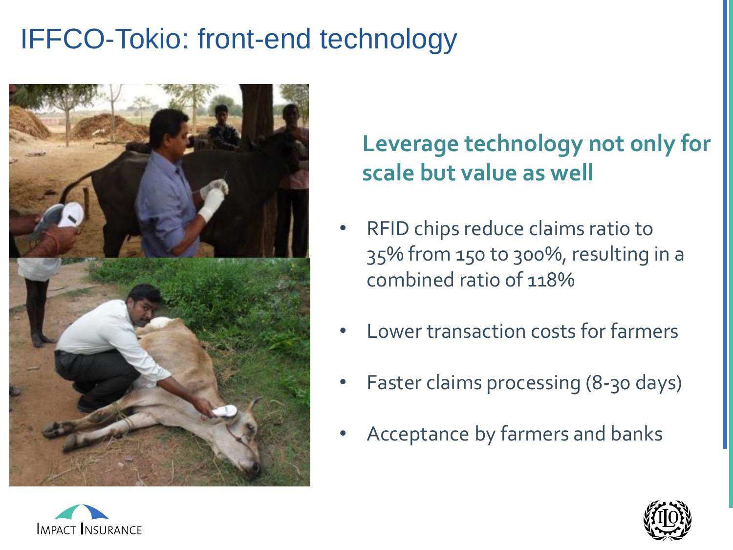# IFFCO-Tokio: front-end technology

## Leverage technology not only for scale but value as well

- RFID chips reduce claims ratio to 35% from 150 to 300%, resulting in a combined ratio of 118%
- Lower transaction costs for farmers
- Faster claims processing (8-30 days)
- Acceptance by farmers and banks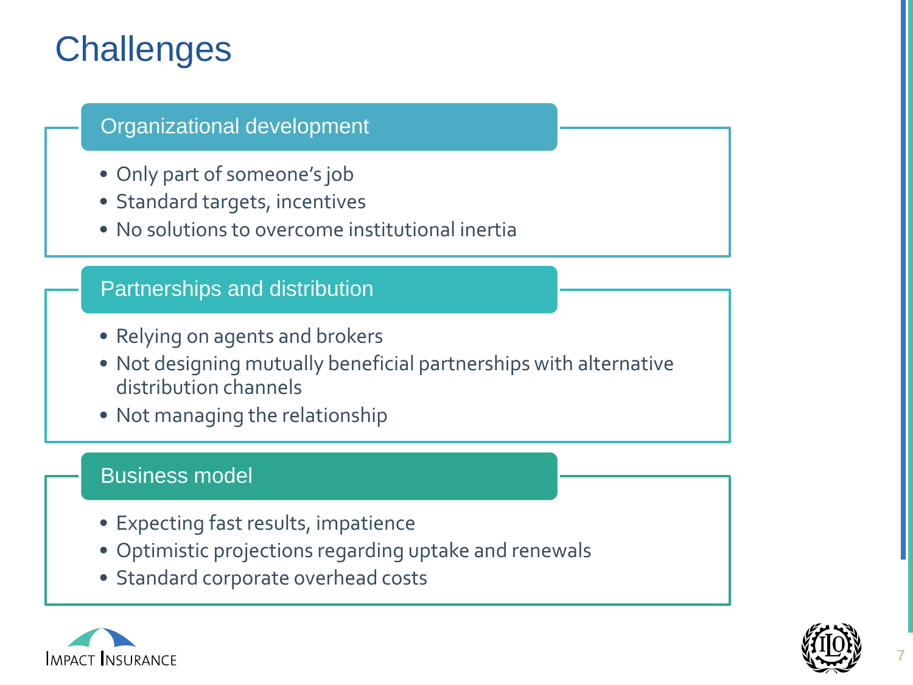# Challenges

## Organizational development

- Only part of someone's job
- Standard targets, incentives
- No solutions to overcome institutional inertia

## Partnerships and distribution

- Relying on agents and brokers
- Not designing mutually beneficial partnerships with alternative distribution channels
- Not managing the relationship

## Business model

- Expecting fast results, impatience
- Optimistic projections regarding uptake and renewals
- Standard corporate overhead costs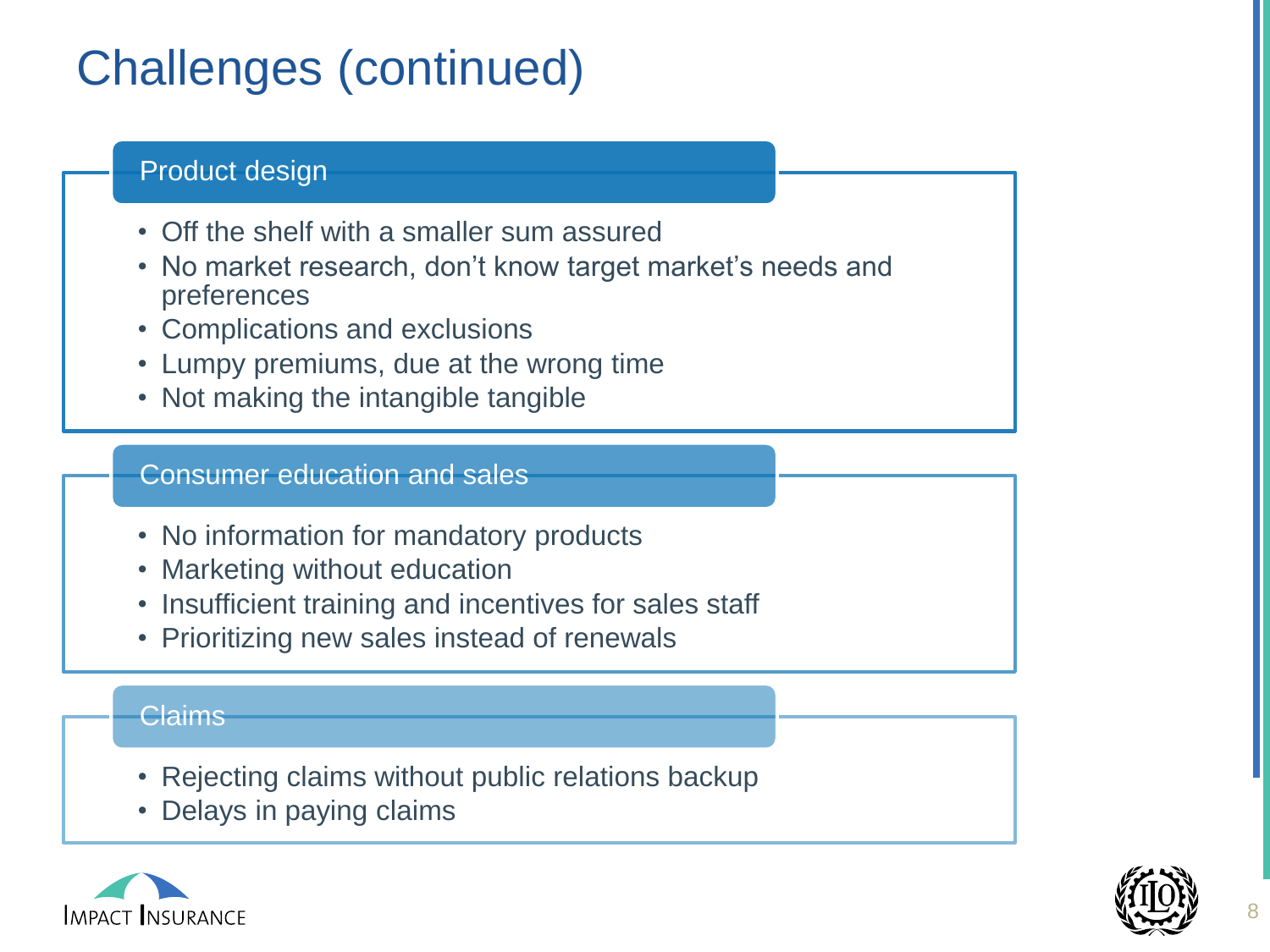# Challenges (continued)

## Product design

- Off the shelf with a smaller sum assured
- No market research, don't know target market's needs and preferences
- Complications and exclusions
- Lumpy premiums, due at the wrong time
- Not making the intangible tangible

## Consumer education and sales

- No information for mandatory products
- Marketing without education
- Insufficient training and incentives for sales staff
- Prioritizing new sales instead of renewals

## Claims

- Rejecting claims without public relations backup
- Delays in paying claims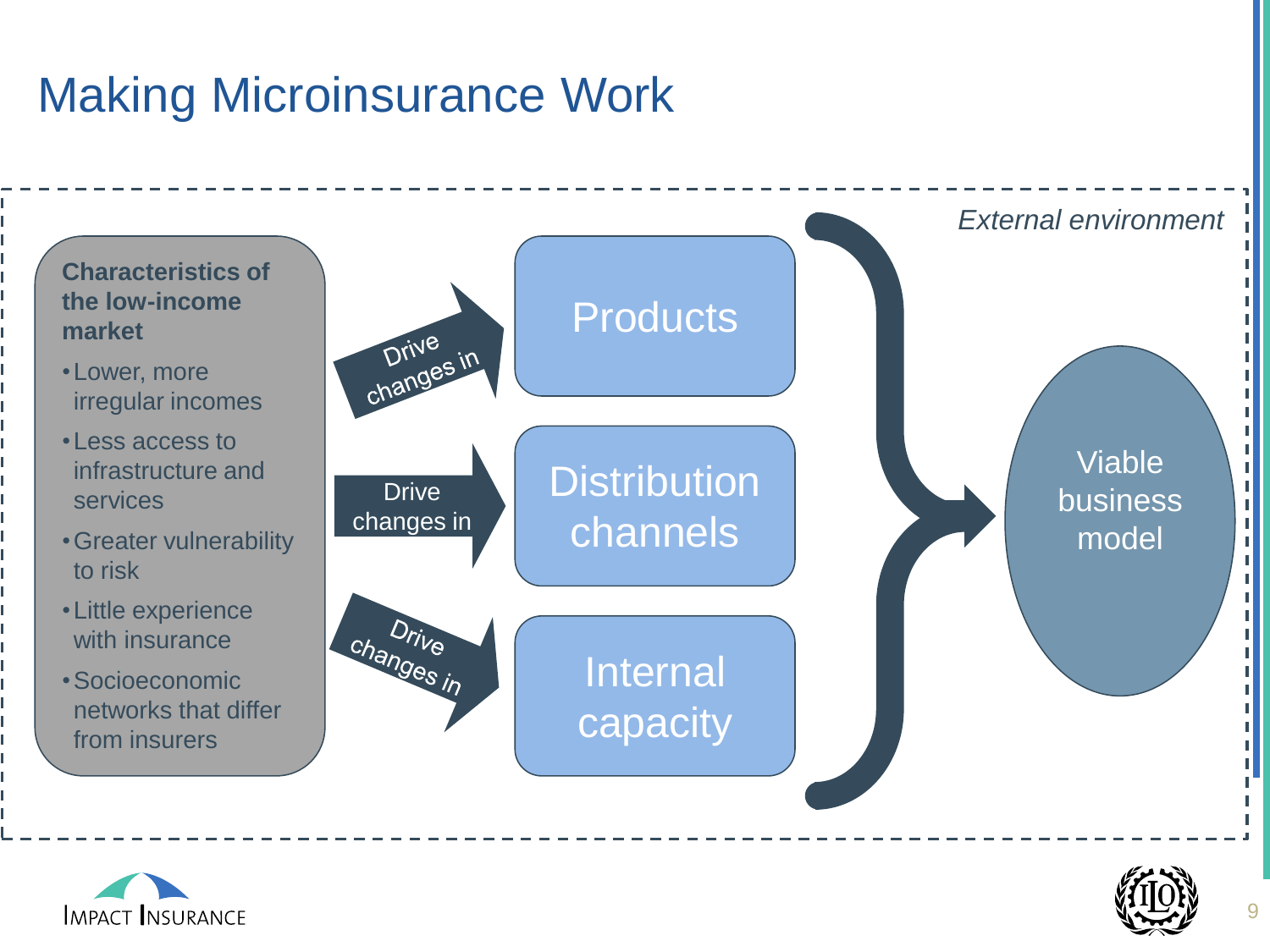# Making Microinsurance Work

*External environment*

**Characteristics of the low-income market**

- Lower, more irregular incomes
- Less access to infrastructure and services
- Greater vulnerability to risk
- Little experience with insurance
- Socioeconomic networks that differ from insurers

Drive changes in → Products

Drive changes in → Distribution channels

Drive changes in → Internal capacity

→ Viable business model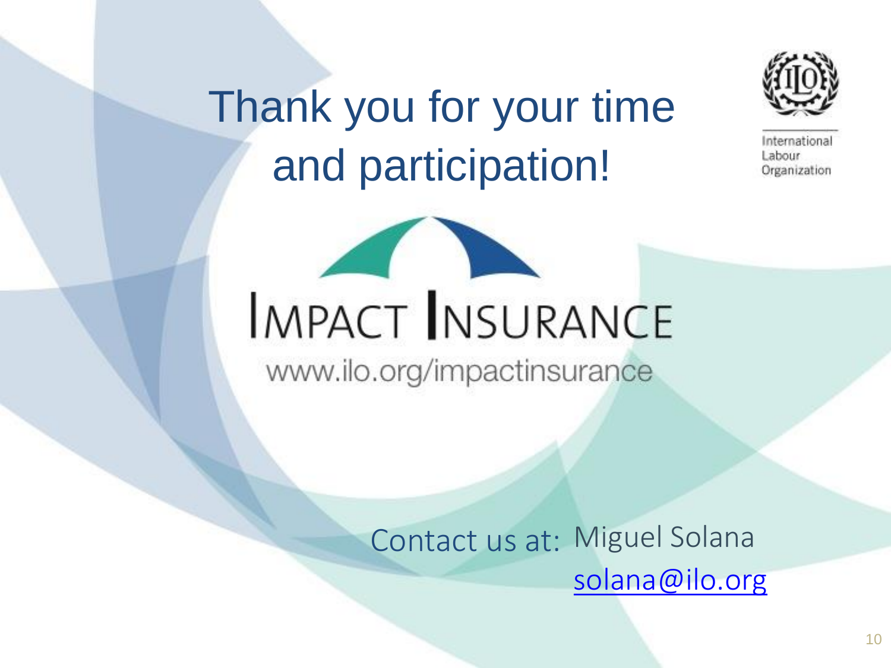# Thank you for your time and participation!

International Labour Organization

IMPACT INSURANCE

www.ilo.org/impactinsurance

Contact us at: Miguel Solana
solana@ilo.org